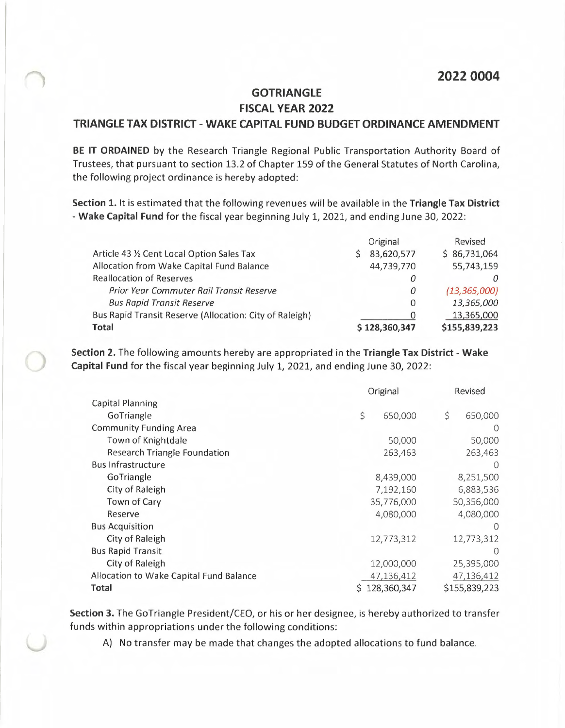2022 0004

# GOTRIANGLE
## FISCAL YEAR 2022
## TRIANGLE TAX DISTRICT - WAKE CAPITAL FUND BUDGET ORDINANCE AMENDMENT

**BE IT ORDAINED** by the Research Triangle Regional Public Transportation Authority Board of Trustees, that pursuant to section 13.2 of Chapter 159 of the General Statutes of North Carolina, the following project ordinance is hereby adopted:

**Section 1.** It is estimated that the following revenues will be available in the **Triangle Tax District - Wake Capital Fund** for the fiscal year beginning July 1, 2021, and ending June 30, 2022:

| | Original | Revised |
|---|---|---|
| Article 43 ½ Cent Local Option Sales Tax | $ 83,620,577 | $ 86,731,064 |
| Allocation from Wake Capital Fund Balance | 44,739,770 | 55,743,159 |
| Reallocation of Reserves | *0* | *0* |
| *Prior Year Commuter Rail Transit Reserve* | *0* | *(13,365,000)* |
| *Bus Rapid Transit Reserve* | 0 | *13,365,000* |
| Bus Rapid Transit Reserve (Allocation: City of Raleigh) | 0 | 13,365,000 |
| **Total** | **$ 128,360,347** | **$155,839,223** |

**Section 2.** The following amounts hereby are appropriated in the **Triangle Tax District - Wake Capital Fund** for the fiscal year beginning July 1, 2021, and ending June 30, 2022:

| | Original | Revised |
|---|---|---|
| Capital Planning | | |
| GoTriangle | $ 650,000 | $ 650,000 |
| Community Funding Area | | 0 |
| Town of Knightdale | 50,000 | 50,000 |
| Research Triangle Foundation | 263,463 | 263,463 |
| Bus Infrastructure | | 0 |
| GoTriangle | 8,439,000 | 8,251,500 |
| City of Raleigh | 7,192,160 | 6,883,536 |
| Town of Cary | 35,776,000 | 50,356,000 |
| Reserve | 4,080,000 | 4,080,000 |
| Bus Acquisition | | 0 |
| City of Raleigh | 12,773,312 | 12,773,312 |
| Bus Rapid Transit | | 0 |
| City of Raleigh | 12,000,000 | 25,395,000 |
| Allocation to Wake Capital Fund Balance | 47,136,412 | 47,136,412 |
| **Total** | $ 128,360,347 | $155,839,223 |

**Section 3.** The GoTriangle President/CEO, or his or her designee, is hereby authorized to transfer funds within appropriations under the following conditions:

A) No transfer may be made that changes the adopted allocations to fund balance.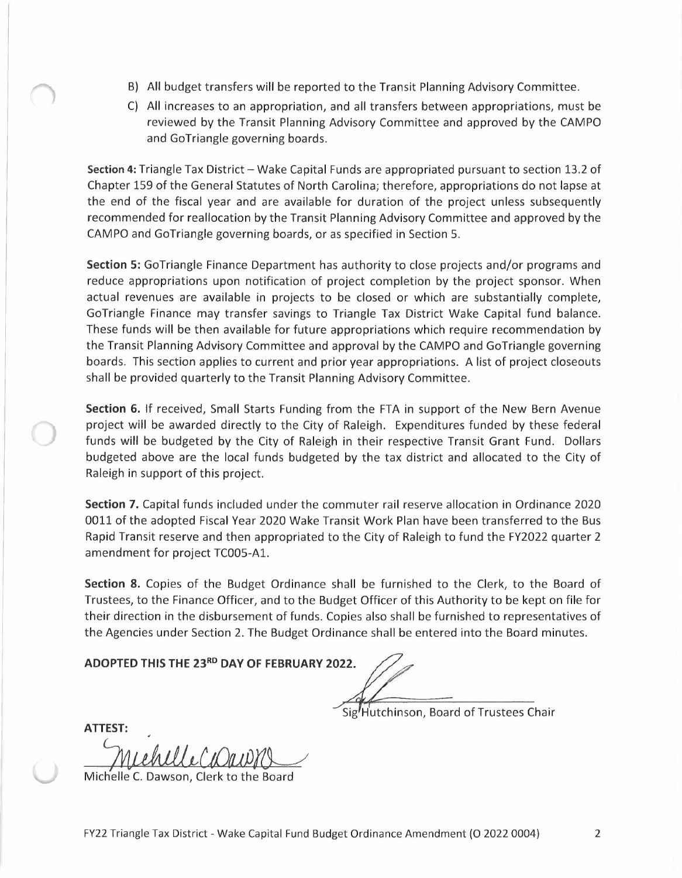B) All budget transfers will be reported to the Transit Planning Advisory Committee.

C) All increases to an appropriation, and all transfers between appropriations, must be reviewed by the Transit Planning Advisory Committee and approved by the CAMPO and GoTriangle governing boards.

**Section 4:** Triangle Tax District – Wake Capital Funds are appropriated pursuant to section 13.2 of Chapter 159 of the General Statutes of North Carolina; therefore, appropriations do not lapse at the end of the fiscal year and are available for duration of the project unless subsequently recommended for reallocation by the Transit Planning Advisory Committee and approved by the CAMPO and GoTriangle governing boards, or as specified in Section 5.

**Section 5:** GoTriangle Finance Department has authority to close projects and/or programs and reduce appropriations upon notification of project completion by the project sponsor. When actual revenues are available in projects to be closed or which are substantially complete, GoTriangle Finance may transfer savings to Triangle Tax District Wake Capital fund balance. These funds will be then available for future appropriations which require recommendation by the Transit Planning Advisory Committee and approval by the CAMPO and GoTriangle governing boards. This section applies to current and prior year appropriations. A list of project closeouts shall be provided quarterly to the Transit Planning Advisory Committee.

**Section 6.** If received, Small Starts Funding from the FTA in support of the New Bern Avenue project will be awarded directly to the City of Raleigh. Expenditures funded by these federal funds will be budgeted by the City of Raleigh in their respective Transit Grant Fund. Dollars budgeted above are the local funds budgeted by the tax district and allocated to the City of Raleigh in support of this project.

**Section 7.** Capital funds included under the commuter rail reserve allocation in Ordinance 2020 0011 of the adopted Fiscal Year 2020 Wake Transit Work Plan have been transferred to the Bus Rapid Transit reserve and then appropriated to the City of Raleigh to fund the FY2022 quarter 2 amendment for project TC005-A1.

**Section 8.** Copies of the Budget Ordinance shall be furnished to the Clerk, to the Board of Trustees, to the Finance Officer, and to the Budget Officer of this Authority to be kept on file for their direction in the disbursement of funds. Copies also shall be furnished to representatives of the Agencies under Section 2. The Budget Ordinance shall be entered into the Board minutes.

**ADOPTED THIS THE 23RD DAY OF FEBRUARY 2022.**

Sig Hutchinson, Board of Trustees Chair

**ATTEST:**

Michelle C. Dawson, Clerk to the Board

FY22 Triangle Tax District - Wake Capital Fund Budget Ordinance Amendment (O 2022 0004)